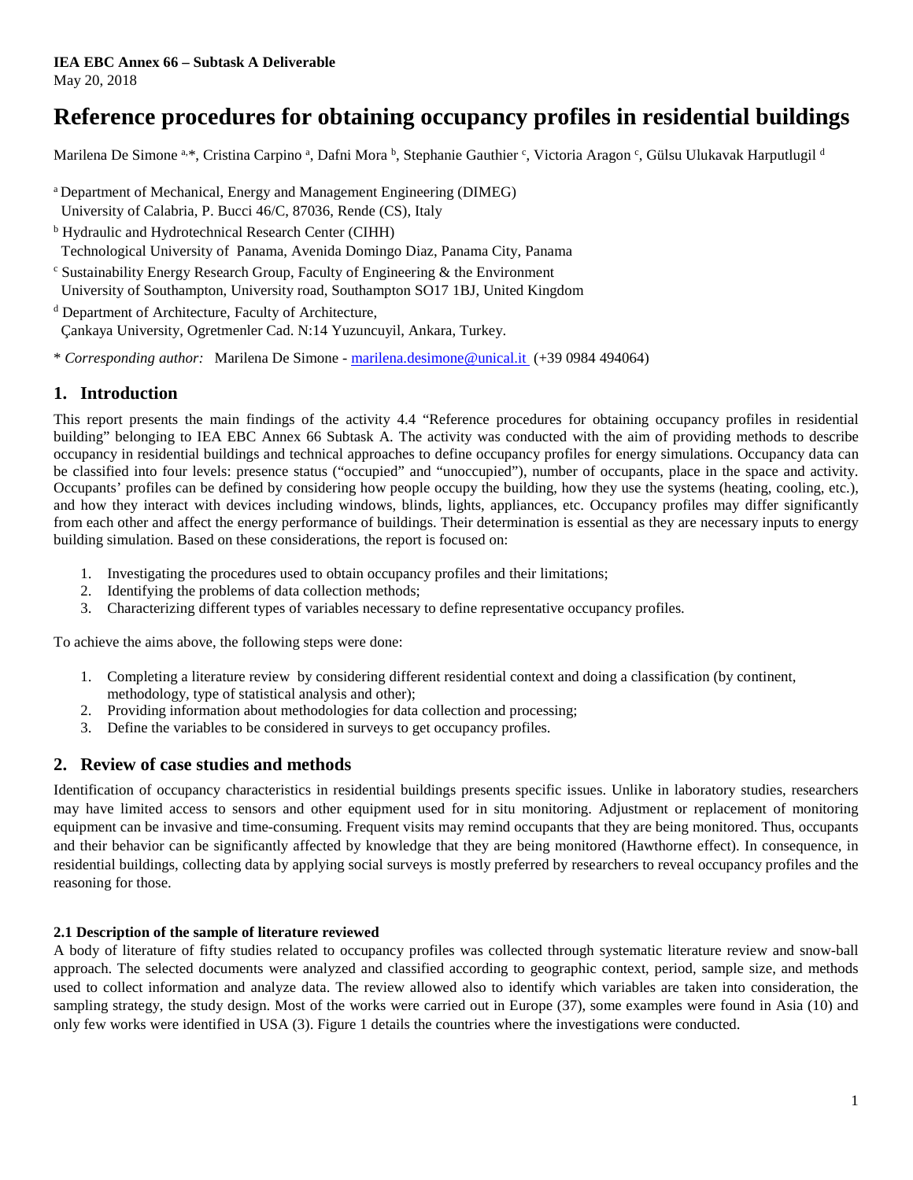**IEA EBC Annex 66 – Subtask A Deliverable**
May 20, 2018

# Reference procedures for obtaining occupancy profiles in residential buildings

Marilena De Simone [a,*], Cristina Carpino [a], Dafni Mora [b], Stephanie Gauthier [c], Victoria Aragon [c], Gülsu Ulukavak Harputlugil [d]

[a] Department of Mechanical, Energy and Management Engineering (DIMEG)
University of Calabria, P. Bucci 46/C, 87036, Rende (CS), Italy

[b] Hydraulic and Hydrotechnical Research Center (CIHH)
Technological University of Panama, Avenida Domingo Diaz, Panama City, Panama

[c] Sustainability Energy Research Group, Faculty of Engineering & the Environment
University of Southampton, University road, Southampton SO17 1BJ, United Kingdom

[d] Department of Architecture, Faculty of Architecture,
Çankaya University, Ogretmenler Cad. N:14 Yuzuncuyil, Ankara, Turkey.

\* *Corresponding author:* Marilena De Simone - marilena.desimone@unical.it (+39 0984 494064)

## 1. Introduction

This report presents the main findings of the activity 4.4 "Reference procedures for obtaining occupancy profiles in residential building" belonging to IEA EBC Annex 66 Subtask A. The activity was conducted with the aim of providing methods to describe occupancy in residential buildings and technical approaches to define occupancy profiles for energy simulations. Occupancy data can be classified into four levels: presence status ("occupied" and "unoccupied"), number of occupants, place in the space and activity. Occupants' profiles can be defined by considering how people occupy the building, how they use the systems (heating, cooling, etc.), and how they interact with devices including windows, blinds, lights, appliances, etc. Occupancy profiles may differ significantly from each other and affect the energy performance of buildings. Their determination is essential as they are necessary inputs to energy building simulation. Based on these considerations, the report is focused on:

1. Investigating the procedures used to obtain occupancy profiles and their limitations;
2. Identifying the problems of data collection methods;
3. Characterizing different types of variables necessary to define representative occupancy profiles.

To achieve the aims above, the following steps were done:

1. Completing a literature review by considering different residential context and doing a classification (by continent, methodology, type of statistical analysis and other);
2. Providing information about methodologies for data collection and processing;
3. Define the variables to be considered in surveys to get occupancy profiles.

## 2. Review of case studies and methods

Identification of occupancy characteristics in residential buildings presents specific issues. Unlike in laboratory studies, researchers may have limited access to sensors and other equipment used for in situ monitoring. Adjustment or replacement of monitoring equipment can be invasive and time-consuming. Frequent visits may remind occupants that they are being monitored. Thus, occupants and their behavior can be significantly affected by knowledge that they are being monitored (Hawthorne effect). In consequence, in residential buildings, collecting data by applying social surveys is mostly preferred by researchers to reveal occupancy profiles and the reasoning for those.

### 2.1 Description of the sample of literature reviewed

A body of literature of fifty studies related to occupancy profiles was collected through systematic literature review and snow-ball approach. The selected documents were analyzed and classified according to geographic context, period, sample size, and methods used to collect information and analyze data. The review allowed also to identify which variables are taken into consideration, the sampling strategy, the study design. Most of the works were carried out in Europe (37), some examples were found in Asia (10) and only few works were identified in USA (3). Figure 1 details the countries where the investigations were conducted.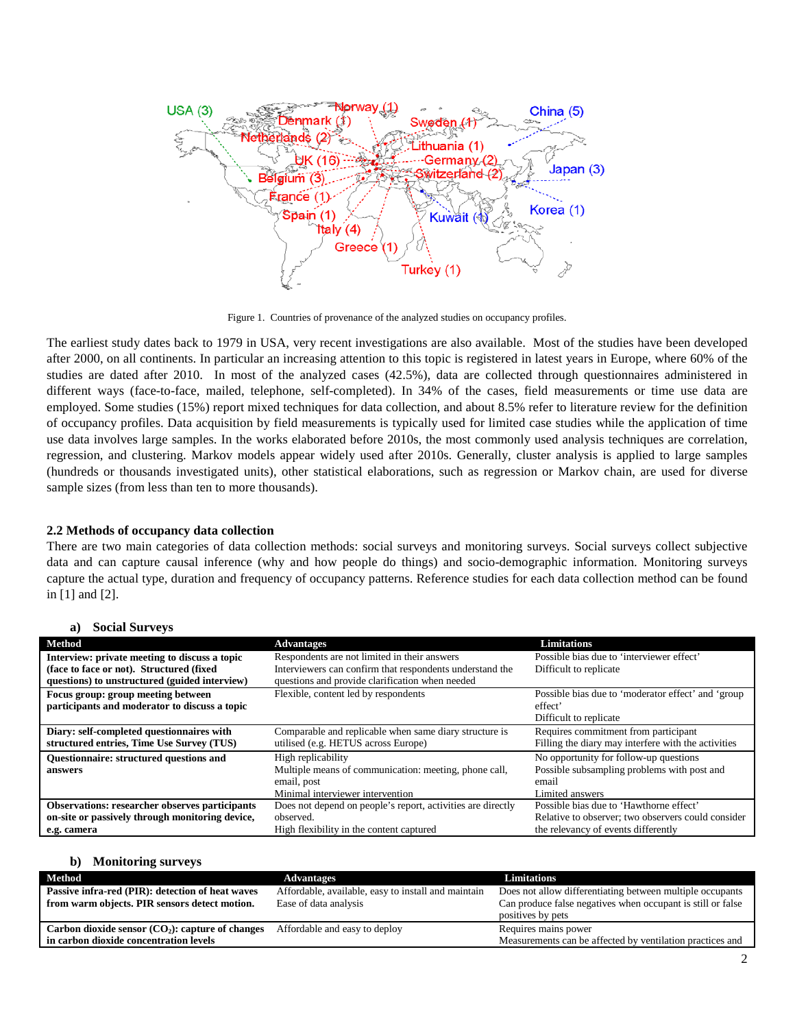Figure 1. Countries of provenance of the analyzed studies on occupancy profiles.

The earliest study dates back to 1979 in USA, very recent investigations are also available. Most of the studies have been developed after 2000, on all continents. In particular an increasing attention to this topic is registered in latest years in Europe, where 60% of the studies are dated after 2010. In most of the analyzed cases (42.5%), data are collected through questionnaires administered in different ways (face-to-face, mailed, telephone, self-completed). In 34% of the cases, field measurements or time use data are employed. Some studies (15%) report mixed techniques for data collection, and about 8.5% refer to literature review for the definition of occupancy profiles. Data acquisition by field measurements is typically used for limited case studies while the application of time use data involves large samples. In the works elaborated before 2010s, the most commonly used analysis techniques are correlation, regression, and clustering. Markov models appear widely used after 2010s. Generally, cluster analysis is applied to large samples (hundreds or thousands investigated units), other statistical elaborations, such as regression or Markov chain, are used for diverse sample sizes (from less than ten to more thousands).

### 2.2 Methods of occupancy data collection

There are two main categories of data collection methods: social surveys and monitoring surveys. Social surveys collect subjective data and can capture causal inference (why and how people do things) and socio-demographic information. Monitoring surveys capture the actual type, duration and frequency of occupancy patterns. Reference studies for each data collection method can be found in [1] and [2].

**a) Social Surveys**

| Method | Advantages | Limitations |
|---|---|---|
| **Interview: private meeting to discuss a topic (face to face or not). Structured (fixed questions) to unstructured (guided interview)** | Respondents are not limited in their answers<br>Interviewers can confirm that respondents understand the questions and provide clarification when needed | Possible bias due to 'interviewer effect'<br>Difficult to replicate |
| **Focus group: group meeting between participants and moderator to discuss a topic** | Flexible, content led by respondents | Possible bias due to 'moderator effect' and 'group effect'<br>Difficult to replicate |
| **Diary: self-completed questionnaires with structured entries, Time Use Survey (TUS)** | Comparable and replicable when same diary structure is utilised (e.g. HETUS across Europe) | Requires commitment from participant<br>Filling the diary may interfere with the activities |
| **Questionnaire: structured questions and answers** | High replicability<br>Multiple means of communication: meeting, phone call, email, post<br>Minimal interviewer intervention | No opportunity for follow-up questions<br>Possible subsampling problems with post and email<br>Limited answers |
| **Observations: researcher observes participants on-site or passively through monitoring device, e.g. camera** | Does not depend on people's report, activities are directly observed.<br>High flexibility in the content captured | Possible bias due to 'Hawthorne effect'<br>Relative to observer; two observers could consider the relevancy of events differently |

**b) Monitoring surveys**

| Method | Advantages | Limitations |
|---|---|---|
| **Passive infra-red (PIR): detection of heat waves from warm objects. PIR sensors detect motion.** | Affordable, available, easy to install and maintain<br>Ease of data analysis | Does not allow differentiating between multiple occupants<br>Can produce false negatives when occupant is still or false positives by pets |
| **Carbon dioxide sensor ($CO_2$): capture of changes in carbon dioxide concentration levels** | Affordable and easy to deploy | Requires mains power<br>Measurements can be affected by ventilation practices and |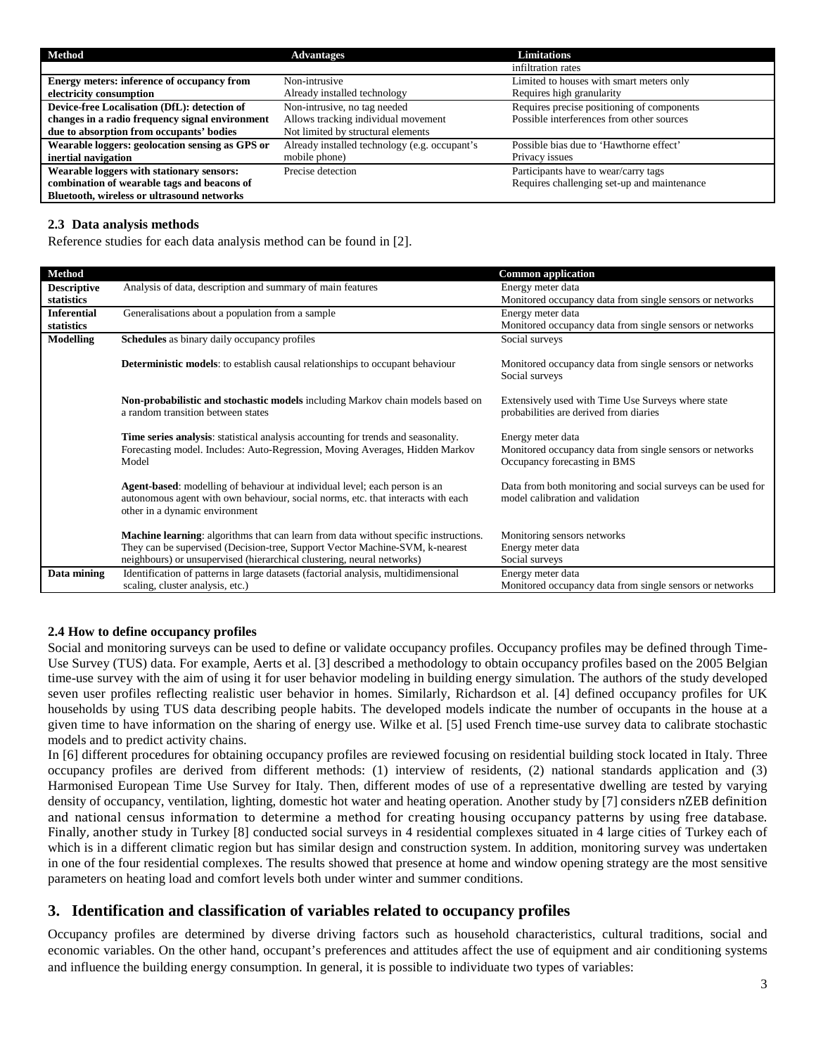| Method | Advantages | Limitations |
| --- | --- | --- |
| | | infiltration rates |
| **Energy meters: inference of occupancy from electricity consumption** | Non-intrusive<br>Already installed technology | Limited to houses with smart meters only<br>Requires high granularity |
| **Device-free Localisation (DfL): detection of changes in a radio frequency signal environment due to absorption from occupants' bodies** | Non-intrusive, no tag needed<br>Allows tracking individual movement<br>Not limited by structural elements | Requires precise positioning of components<br>Possible interferences from other sources |
| **Wearable loggers: geolocation sensing as GPS or inertial navigation** | Already installed technology (e.g. occupant's mobile phone) | Possible bias due to 'Hawthorne effect'<br>Privacy issues |
| **Wearable loggers with stationary sensors: combination of wearable tags and beacons of Bluetooth, wireless or ultrasound networks** | Precise detection | Participants have to wear/carry tags<br>Requires challenging set-up and maintenance |

### 2.3 Data analysis methods

Reference studies for each data analysis method can be found in [2].

| Method | | Common application |
| --- | --- | --- |
| **Descriptive statistics** | Analysis of data, description and summary of main features | Energy meter data<br>Monitored occupancy data from single sensors or networks |
| **Inferential statistics** | Generalisations about a population from a sample | Energy meter data<br>Monitored occupancy data from single sensors or networks |
| **Modelling** | **Schedules** as binary daily occupancy profiles | Social surveys |
| | **Deterministic models**: to establish causal relationships to occupant behaviour | Monitored occupancy data from single sensors or networks<br>Social surveys |
| | **Non-probabilistic and stochastic models** including Markov chain models based on a random transition between states | Extensively used with Time Use Surveys where state probabilities are derived from diaries |
| | **Time series analysis**: statistical analysis accounting for trends and seasonality. Forecasting model. Includes: Auto-Regression, Moving Averages, Hidden Markov Model | Energy meter data<br>Monitored occupancy data from single sensors or networks<br>Occupancy forecasting in BMS |
| | **Agent-based**: modelling of behaviour at individual level; each person is an autonomous agent with own behaviour, social norms, etc. that interacts with each other in a dynamic environment | Data from both monitoring and social surveys can be used for model calibration and validation |
| | **Machine learning**: algorithms that can learn from data without specific instructions. They can be supervised (Decision-tree, Support Vector Machine-SVM, k-nearest neighbours) or unsupervised (hierarchical clustering, neural networks) | Monitoring sensors networks<br>Energy meter data<br>Social surveys |
| **Data mining** | Identification of patterns in large datasets (factorial analysis, multidimensional scaling, cluster analysis, etc.) | Energy meter data<br>Monitored occupancy data from single sensors or networks |

### 2.4 How to define occupancy profiles

Social and monitoring surveys can be used to define or validate occupancy profiles. Occupancy profiles may be defined through Time-Use Survey (TUS) data. For example, Aerts et al. [3] described a methodology to obtain occupancy profiles based on the 2005 Belgian time-use survey with the aim of using it for user behavior modeling in building energy simulation. The authors of the study developed seven user profiles reflecting realistic user behavior in homes. Similarly, Richardson et al. [4] defined occupancy profiles for UK households by using TUS data describing people habits. The developed models indicate the number of occupants in the house at a given time to have information on the sharing of energy use. Wilke et al. [5] used French time-use survey data to calibrate stochastic models and to predict activity chains.

In [6] different procedures for obtaining occupancy profiles are reviewed focusing on residential building stock located in Italy. Three occupancy profiles are derived from different methods: (1) interview of residents, (2) national standards application and (3) Harmonised European Time Use Survey for Italy. Then, different modes of use of a representative dwelling are tested by varying density of occupancy, ventilation, lighting, domestic hot water and heating operation. Another study by [7] considers nZEB definition and national census information to determine a method for creating housing occupancy patterns by using free database. Finally, another study in Turkey [8] conducted social surveys in 4 residential complexes situated in 4 large cities of Turkey each of which is in a different climatic region but has similar design and construction system. In addition, monitoring survey was undertaken in one of the four residential complexes. The results showed that presence at home and window opening strategy are the most sensitive parameters on heating load and comfort levels both under winter and summer conditions.

## 3. Identification and classification of variables related to occupancy profiles

Occupancy profiles are determined by diverse driving factors such as household characteristics, cultural traditions, social and economic variables. On the other hand, occupant's preferences and attitudes affect the use of equipment and air conditioning systems and influence the building energy consumption. In general, it is possible to individuate two types of variables: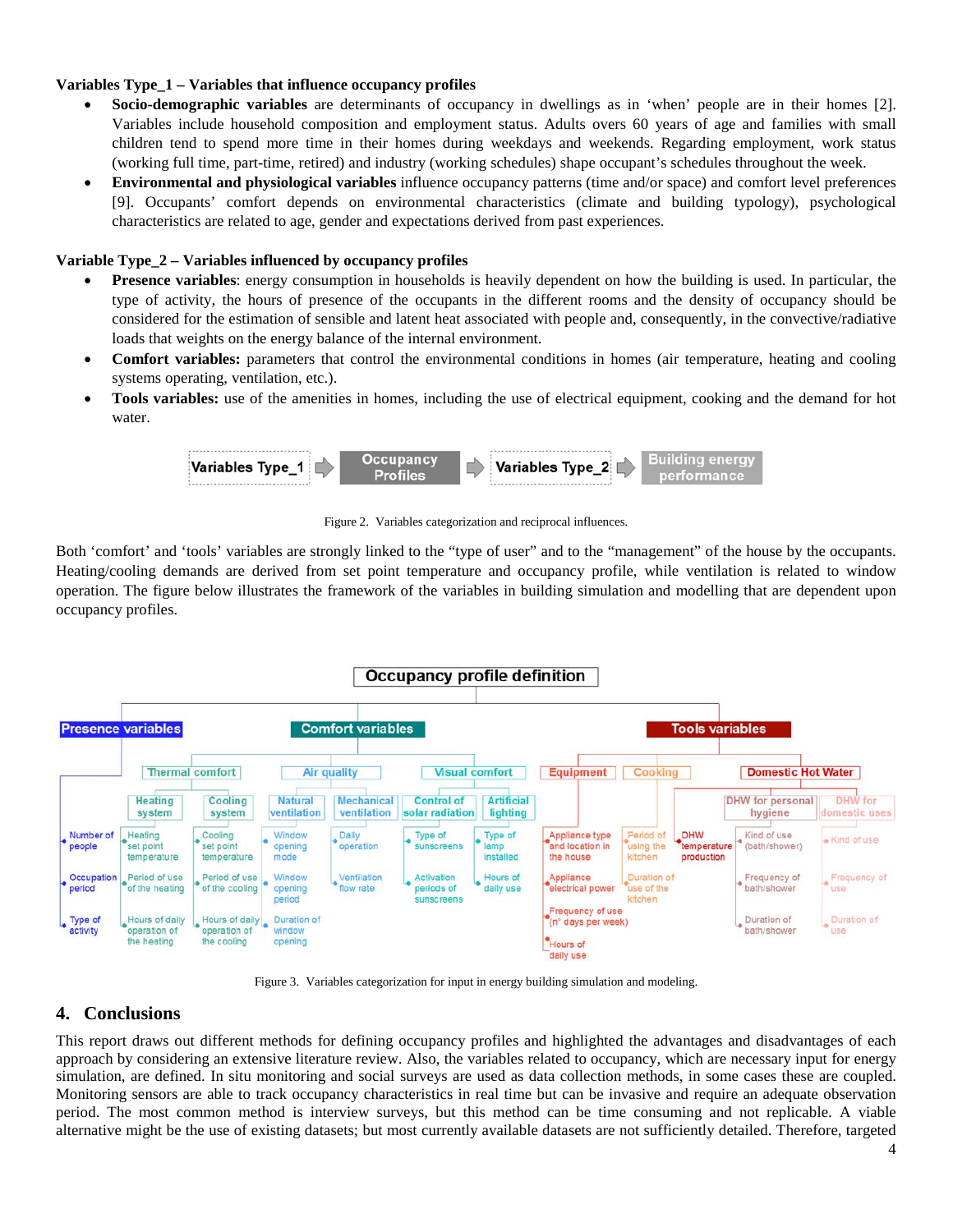**Variables Type_1 – Variables that influence occupancy profiles**

- **Socio-demographic variables** are determinants of occupancy in dwellings as in 'when' people are in their homes [2]. Variables include household composition and employment status. Adults overs 60 years of age and families with small children tend to spend more time in their homes during weekdays and weekends. Regarding employment, work status (working full time, part-time, retired) and industry (working schedules) shape occupant's schedules throughout the week.
- **Environmental and physiological variables** influence occupancy patterns (time and/or space) and comfort level preferences [9]. Occupants' comfort depends on environmental characteristics (climate and building typology), psychological characteristics are related to age, gender and expectations derived from past experiences.

**Variable Type_2 – Variables influenced by occupancy profiles**

- **Presence variables**: energy consumption in households is heavily dependent on how the building is used. In particular, the type of activity, the hours of presence of the occupants in the different rooms and the density of occupancy should be considered for the estimation of sensible and latent heat associated with people and, consequently, in the convective/radiative loads that weights on the energy balance of the internal environment.
- **Comfort variables:** parameters that control the environmental conditions in homes (air temperature, heating and cooling systems operating, ventilation, etc.).
- **Tools variables:** use of the amenities in homes, including the use of electrical equipment, cooking and the demand for hot water.

Variables Type_1 → Occupancy Profiles → Variables Type_2 → Building energy performance

Figure 2. Variables categorization and reciprocal influences.

Both 'comfort' and 'tools' variables are strongly linked to the "type of user" and to the "management" of the house by the occupants. Heating/cooling demands are derived from set point temperature and occupancy profile, while ventilation is related to window operation. The figure below illustrates the framework of the variables in building simulation and modelling that are dependent upon occupancy profiles.

Figure 3. Variables categorization for input in energy building simulation and modeling.

## 4. Conclusions

This report draws out different methods for defining occupancy profiles and highlighted the advantages and disadvantages of each approach by considering an extensive literature review. Also, the variables related to occupancy, which are necessary input for energy simulation, are defined. In situ monitoring and social surveys are used as data collection methods, in some cases these are coupled. Monitoring sensors are able to track occupancy characteristics in real time but can be invasive and require an adequate observation period. The most common method is interview surveys, but this method can be time consuming and not replicable. A viable alternative might be the use of existing datasets; but most currently available datasets are not sufficiently detailed. Therefore, targeted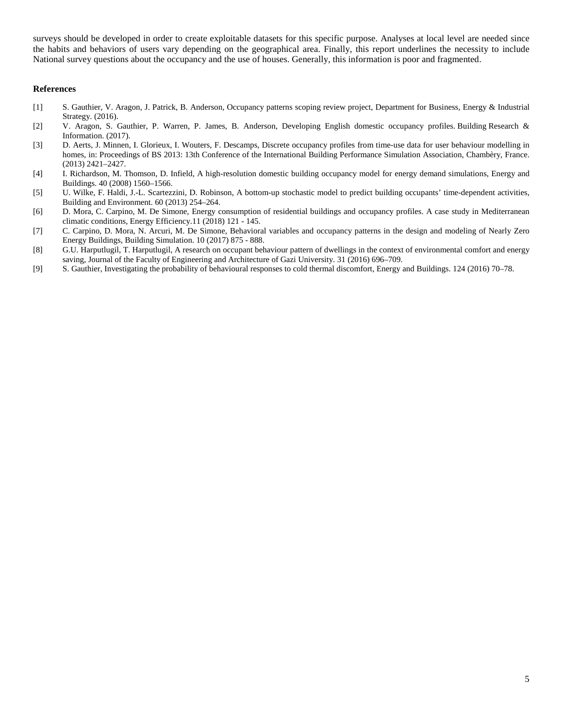surveys should be developed in order to create exploitable datasets for this specific purpose. Analyses at local level are needed since the habits and behaviors of users vary depending on the geographical area. Finally, this report underlines the necessity to include National survey questions about the occupancy and the use of houses. Generally, this information is poor and fragmented.

### References

[1] S. Gauthier, V. Aragon, J. Patrick, B. Anderson, Occupancy patterns scoping review project, Department for Business, Energy & Industrial Strategy. (2016).

[2] V. Aragon, S. Gauthier, P. Warren, P. James, B. Anderson, Developing English domestic occupancy profiles. Building Research & Information. (2017).

[3] D. Aerts, J. Minnen, I. Glorieux, I. Wouters, F. Descamps, Discrete occupancy profiles from time-use data for user behaviour modelling in homes, in: Proceedings of BS 2013: 13th Conference of the International Building Performance Simulation Association, Chambèry, France. (2013) 2421–2427.

[4] I. Richardson, M. Thomson, D. Infield, A high-resolution domestic building occupancy model for energy demand simulations, Energy and Buildings. 40 (2008) 1560–1566.

[5] U. Wilke, F. Haldi, J.-L. Scartezzini, D. Robinson, A bottom-up stochastic model to predict building occupants' time-dependent activities, Building and Environment. 60 (2013) 254–264.

[6] D. Mora, C. Carpino, M. De Simone, Energy consumption of residential buildings and occupancy profiles. A case study in Mediterranean climatic conditions, Energy Efficiency.11 (2018) 121 - 145.

[7] C. Carpino, D. Mora, N. Arcuri, M. De Simone, Behavioral variables and occupancy patterns in the design and modeling of Nearly Zero Energy Buildings, Building Simulation. 10 (2017) 875 - 888.

[8] G.U. Harputlugil, T. Harputlugil, A research on occupant behaviour pattern of dwellings in the context of environmental comfort and energy saving, Journal of the Faculty of Engineering and Architecture of Gazi University. 31 (2016) 696–709.

[9] S. Gauthier, Investigating the probability of behavioural responses to cold thermal discomfort, Energy and Buildings. 124 (2016) 70–78.